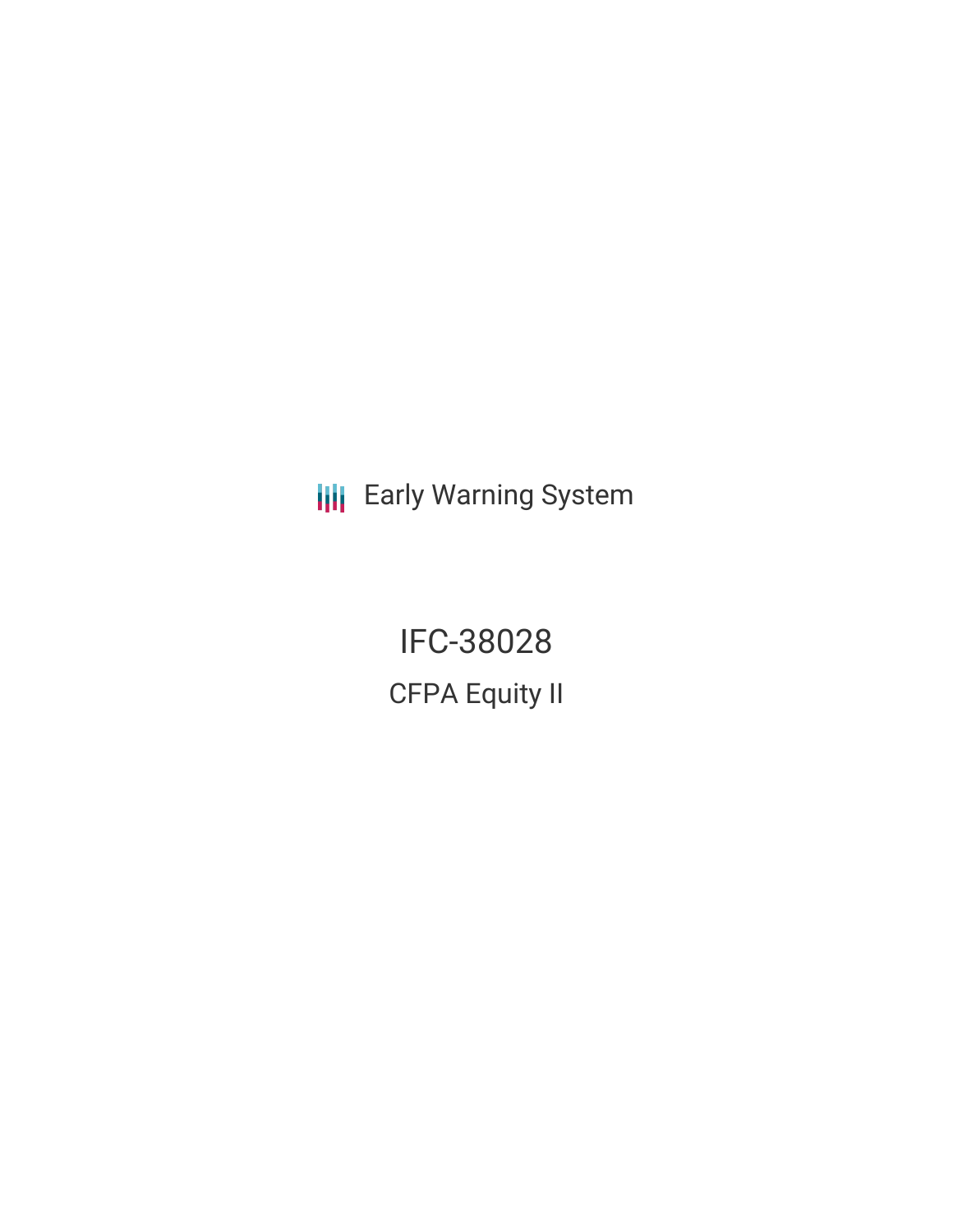Early Warning System

# IFC-38028

## CFPA Equity II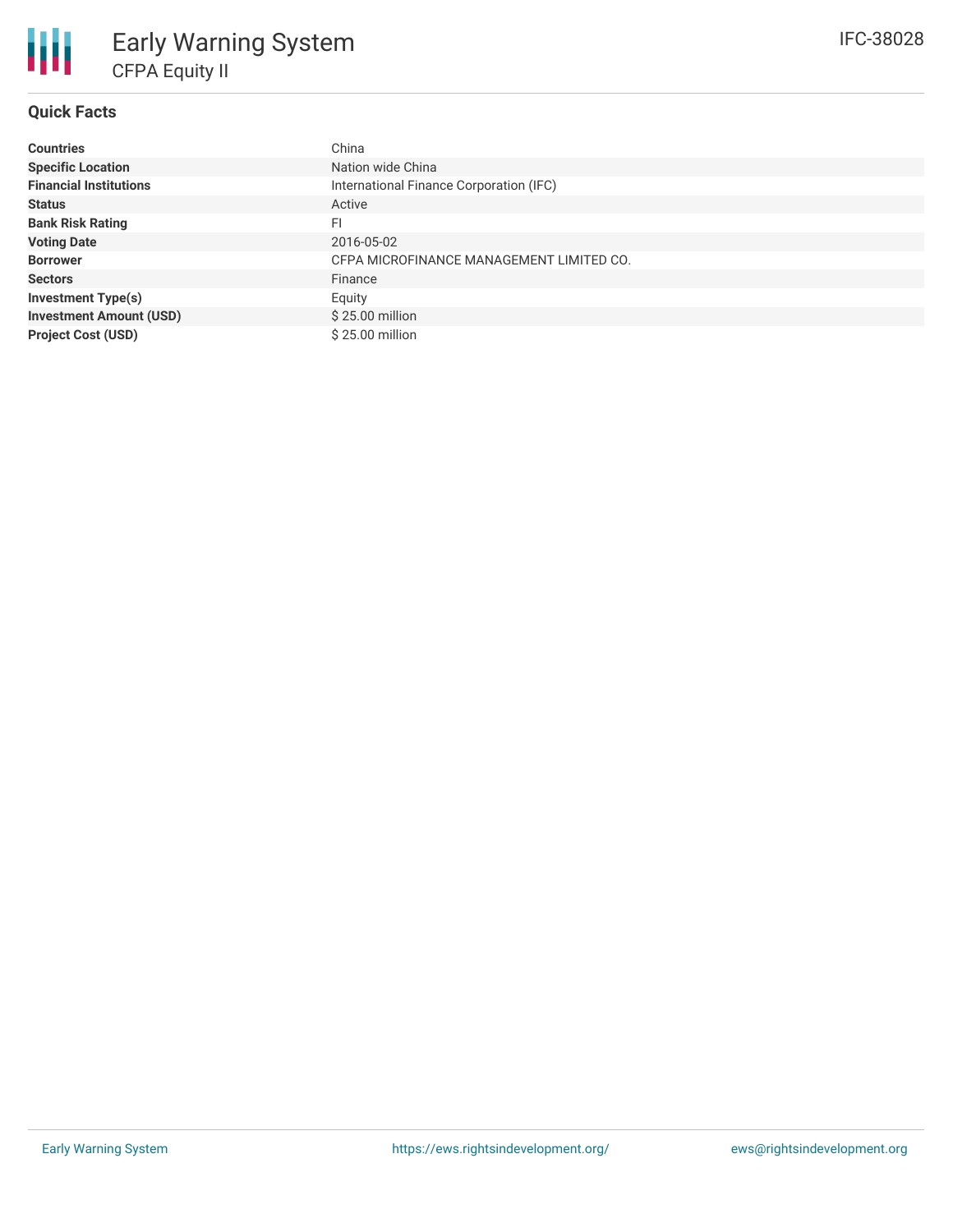# Early Warning System

## CFPA Equity II

IFC-38028

### Quick Facts

| | |
|---|---|
| **Countries** | China |
| **Specific Location** | Nation wide China |
| **Financial Institutions** | International Finance Corporation (IFC) |
| **Status** | Active |
| **Bank Risk Rating** | FI |
| **Voting Date** | 2016-05-02 |
| **Borrower** | CFPA MICROFINANCE MANAGEMENT LIMITED CO. |
| **Sectors** | Finance |
| **Investment Type(s)** | Equity |
| **Investment Amount (USD)** | $ 25.00 million |
| **Project Cost (USD)** | $ 25.00 million |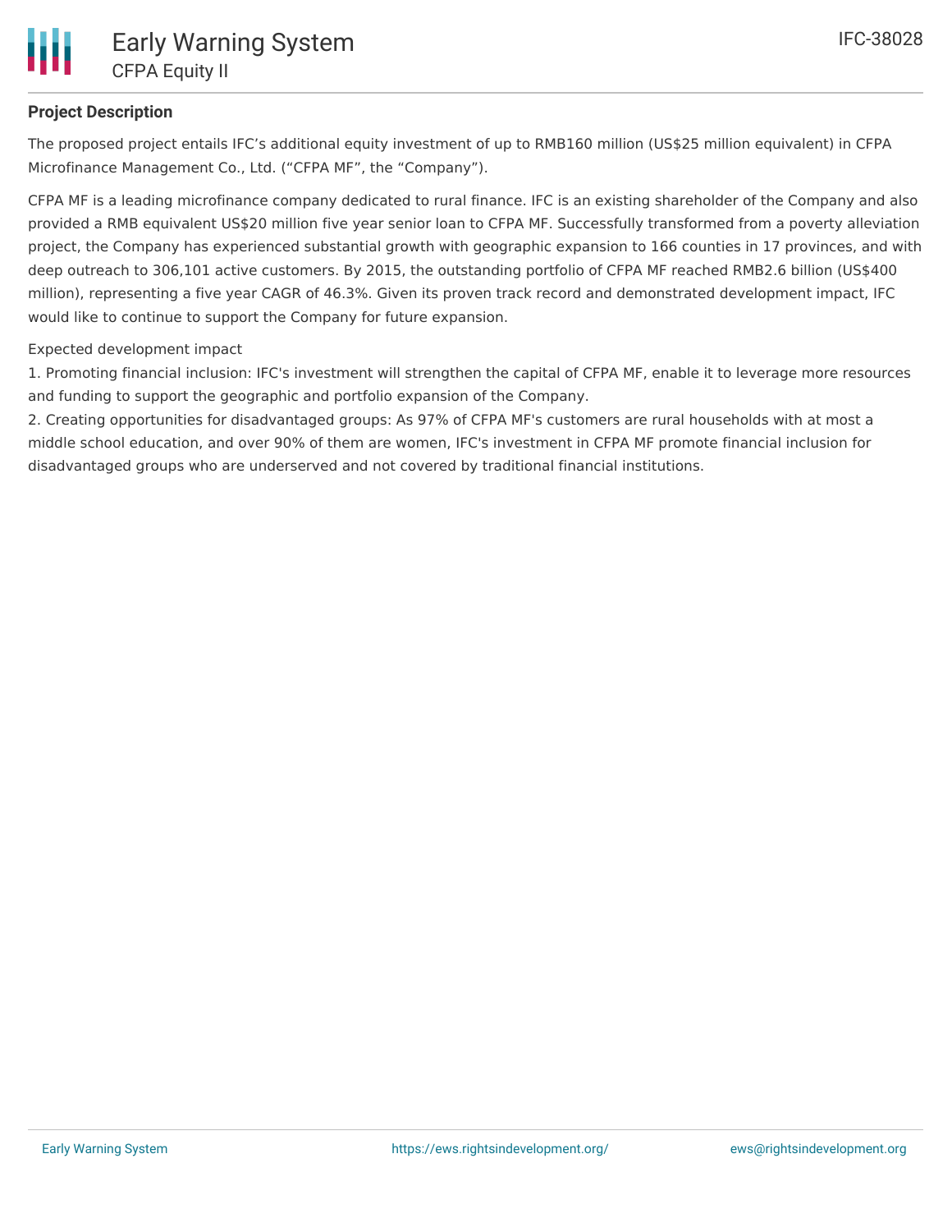## Project Description

The proposed project entails IFC's additional equity investment of up to RMB160 million (US$25 million equivalent) in CFPA Microfinance Management Co., Ltd. ("CFPA MF", the "Company").

CFPA MF is a leading microfinance company dedicated to rural finance. IFC is an existing shareholder of the Company and also provided a RMB equivalent US$20 million five year senior loan to CFPA MF. Successfully transformed from a poverty alleviation project, the Company has experienced substantial growth with geographic expansion to 166 counties in 17 provinces, and with deep outreach to 306,101 active customers. By 2015, the outstanding portfolio of CFPA MF reached RMB2.6 billion (US$400 million), representing a five year CAGR of 46.3%. Given its proven track record and demonstrated development impact, IFC would like to continue to support the Company for future expansion.

Expected development impact

1. Promoting financial inclusion: IFC's investment will strengthen the capital of CFPA MF, enable it to leverage more resources and funding to support the geographic and portfolio expansion of the Company.
2. Creating opportunities for disadvantaged groups: As 97% of CFPA MF's customers are rural households with at most a middle school education, and over 90% of them are women, IFC's investment in CFPA MF promote financial inclusion for disadvantaged groups who are underserved and not covered by traditional financial institutions.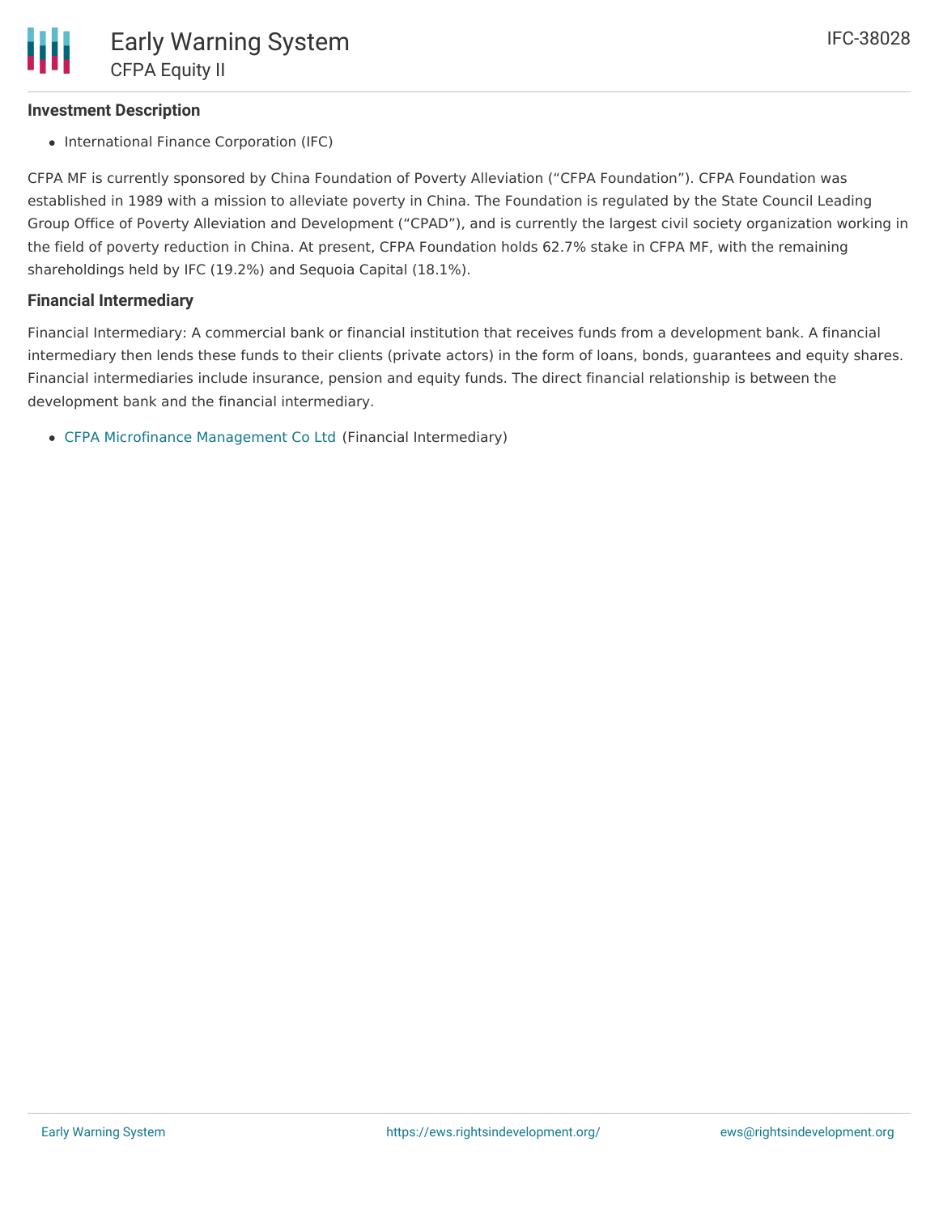### Investment Description

- International Finance Corporation (IFC)

CFPA MF is currently sponsored by China Foundation of Poverty Alleviation (“CFPA Foundation”). CFPA Foundation was established in 1989 with a mission to alleviate poverty in China. The Foundation is regulated by the State Council Leading Group Office of Poverty Alleviation and Development (“CPAD”), and is currently the largest civil society organization working in the field of poverty reduction in China. At present, CFPA Foundation holds 62.7% stake in CFPA MF, with the remaining shareholdings held by IFC (19.2%) and Sequoia Capital (18.1%).

### Financial Intermediary

Financial Intermediary: A commercial bank or financial institution that receives funds from a development bank. A financial intermediary then lends these funds to their clients (private actors) in the form of loans, bonds, guarantees and equity shares. Financial intermediaries include insurance, pension and equity funds. The direct financial relationship is between the development bank and the financial intermediary.

- CFPA Microfinance Management Co Ltd (Financial Intermediary)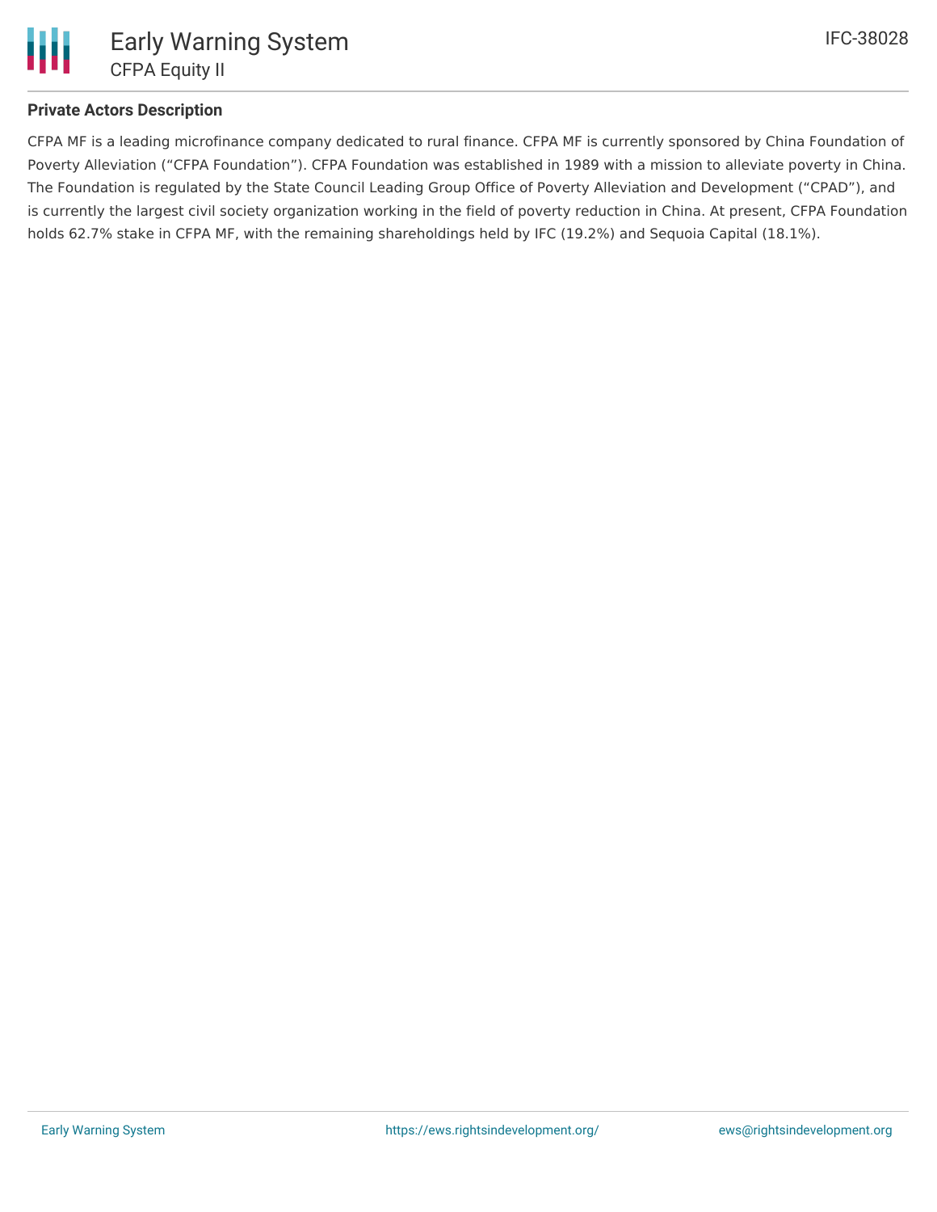### Private Actors Description

CFPA MF is a leading microfinance company dedicated to rural finance. CFPA MF is currently sponsored by China Foundation of Poverty Alleviation (“CFPA Foundation”). CFPA Foundation was established in 1989 with a mission to alleviate poverty in China. The Foundation is regulated by the State Council Leading Group Office of Poverty Alleviation and Development (“CPAD”), and is currently the largest civil society organization working in the field of poverty reduction in China. At present, CFPA Foundation holds 62.7% stake in CFPA MF, with the remaining shareholdings held by IFC (19.2%) and Sequoia Capital (18.1%).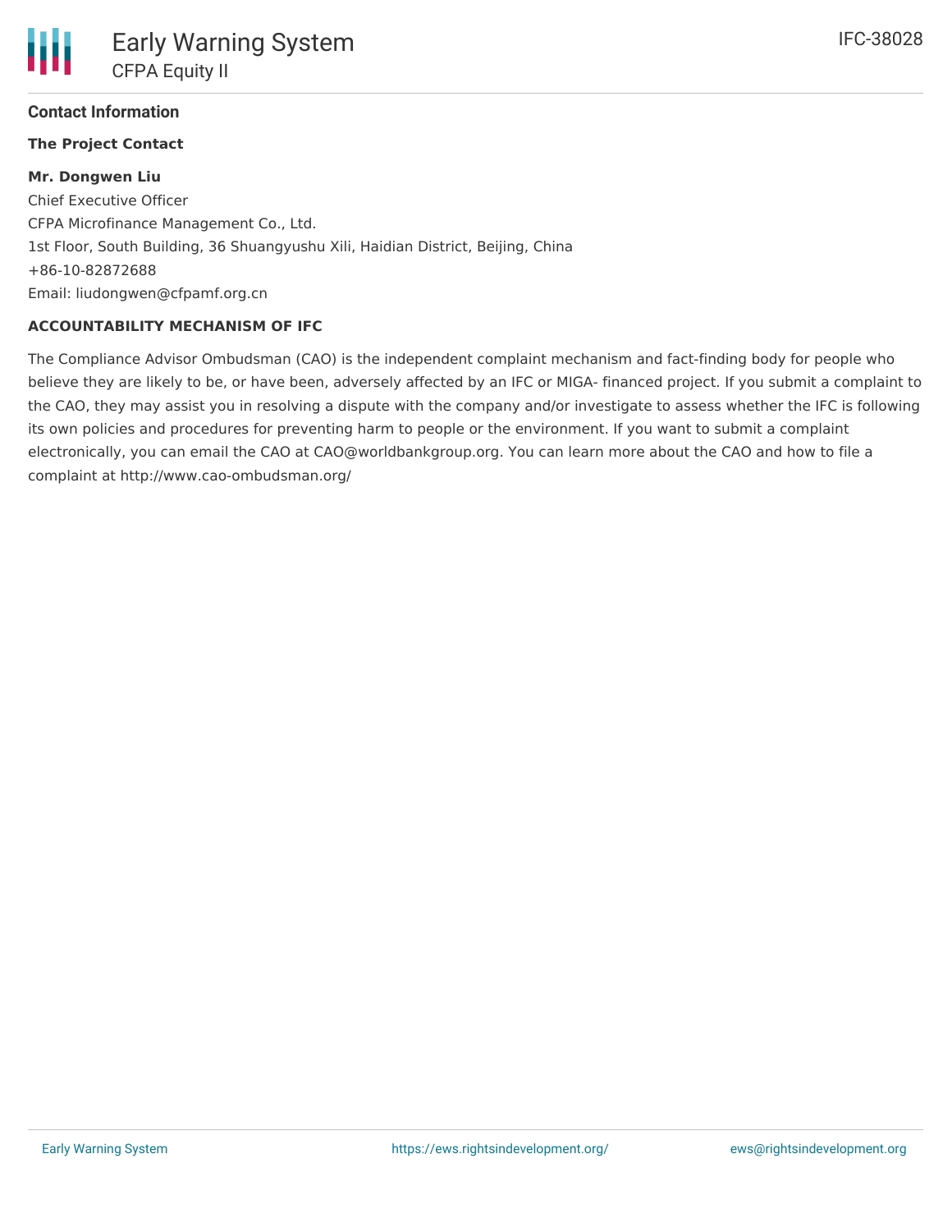## Contact Information

**The Project Contact**

**Mr. Dongwen Liu**
Chief Executive Officer
CFPA Microfinance Management Co., Ltd.
1st Floor, South Building, 36 Shuangyushu Xili, Haidian District, Beijing, China
+86-10-82872688
Email: liudongwen@cfpamf.org.cn

**ACCOUNTABILITY MECHANISM OF IFC**

The Compliance Advisor Ombudsman (CAO) is the independent complaint mechanism and fact-finding body for people who believe they are likely to be, or have been, adversely affected by an IFC or MIGA- financed project. If you submit a complaint to the CAO, they may assist you in resolving a dispute with the company and/or investigate to assess whether the IFC is following its own policies and procedures for preventing harm to people or the environment. If you want to submit a complaint electronically, you can email the CAO at CAO@worldbankgroup.org. You can learn more about the CAO and how to file a complaint at http://www.cao-ombudsman.org/